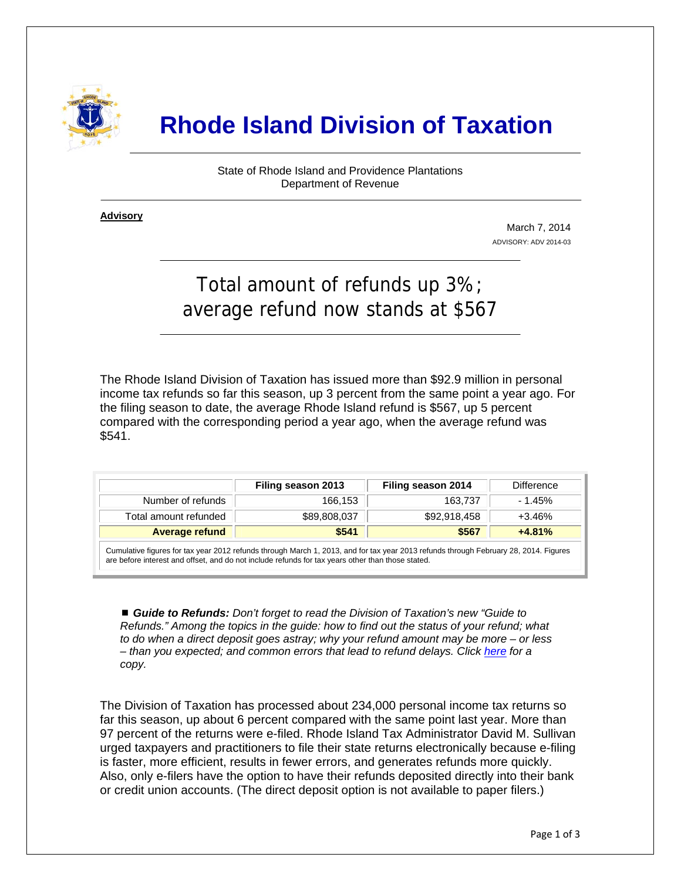# Rhode Island Division of Taxation

State of Rhode Island and Providence Plantations
Department of Revenue

**Advisory**

March 7, 2014
ADVISORY: ADV 2014-03

## Total amount of refunds up 3%; average refund now stands at $567

The Rhode Island Division of Taxation has issued more than $92.9 million in personal income tax refunds so far this season, up 3 percent from the same point a year ago. For the filing season to date, the average Rhode Island refund is $567, up 5 percent compared with the corresponding period a year ago, when the average refund was $541.

| | Filing season 2013 | Filing season 2014 | Difference |
|---|---|---|---|
| Number of refunds | 166,153 | 163,737 | - 1.45% |
| Total amount refunded | $89,808,037 | $92,918,458 | +3.46% |
| **Average refund** | **$541** | **$567** | **+4.81%** |

Cumulative figures for tax year 2012 refunds through March 1, 2013, and for tax year 2013 refunds through February 28, 2014. Figures are before interest and offset, and do not include refunds for tax years other than those stated.

■ ***Guide to Refunds:*** *Don't forget to read the Division of Taxation's new "Guide to Refunds." Among the topics in the guide: how to find out the status of your refund; what to do when a direct deposit goes astray; why your refund amount may be more – or less – than you expected; and common errors that lead to refund delays. Click here for a copy.*

The Division of Taxation has processed about 234,000 personal income tax returns so far this season, up about 6 percent compared with the same point last year. More than 97 percent of the returns were e-filed. Rhode Island Tax Administrator David M. Sullivan urged taxpayers and practitioners to file their state returns electronically because e-filing is faster, more efficient, results in fewer errors, and generates refunds more quickly. Also, only e-filers have the option to have their refunds deposited directly into their bank or credit union accounts. (The direct deposit option is not available to paper filers.)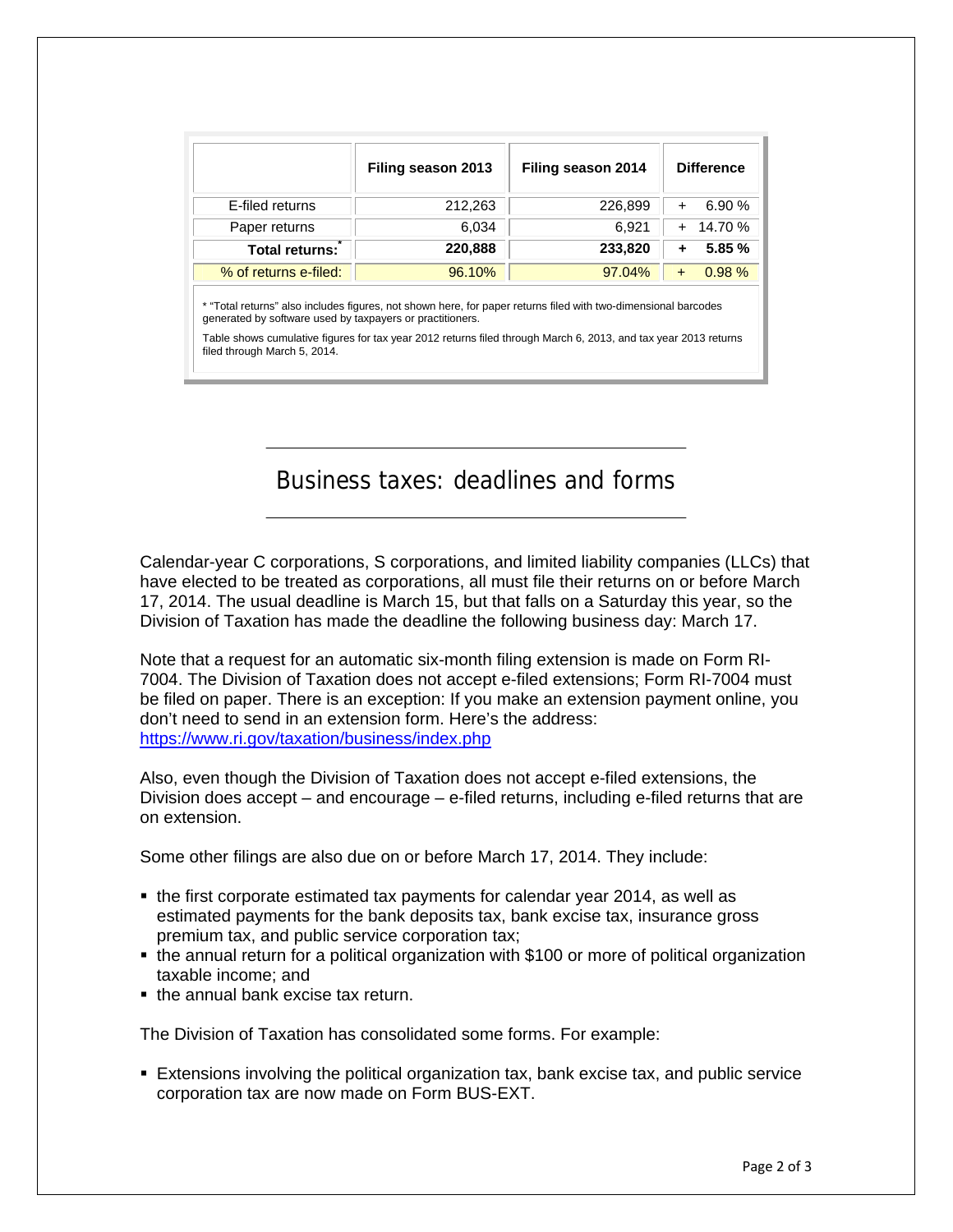| | Filing season 2013 | Filing season 2014 | Difference |
|---|---|---|---|
| E-filed returns | 212,263 | 226,899 | + 6.90 % |
| Paper returns | 6,034 | 6,921 | + 14.70 % |
| **Total returns:*** | **220,888** | **233,820** | **+ 5.85 %** |
| % of returns e-filed: | 96.10% | 97.04% | + 0.98 % |

* "Total returns" also includes figures, not shown here, for paper returns filed with two-dimensional barcodes generated by software used by taxpayers or practitioners.

Table shows cumulative figures for tax year 2012 returns filed through March 6, 2013, and tax year 2013 returns filed through March 5, 2014.

## Business taxes: deadlines and forms

Calendar-year C corporations, S corporations, and limited liability companies (LLCs) that have elected to be treated as corporations, all must file their returns on or before March 17, 2014. The usual deadline is March 15, but that falls on a Saturday this year, so the Division of Taxation has made the deadline the following business day: March 17.

Note that a request for an automatic six-month filing extension is made on Form RI-7004. The Division of Taxation does not accept e-filed extensions; Form RI-7004 must be filed on paper. There is an exception: If you make an extension payment online, you don't need to send in an extension form. Here's the address: https://www.ri.gov/taxation/business/index.php

Also, even though the Division of Taxation does not accept e-filed extensions, the Division does accept – and encourage – e-filed returns, including e-filed returns that are on extension.

Some other filings are also due on or before March 17, 2014. They include:

- the first corporate estimated tax payments for calendar year 2014, as well as estimated payments for the bank deposits tax, bank excise tax, insurance gross premium tax, and public service corporation tax;
- the annual return for a political organization with $100 or more of political organization taxable income; and
- the annual bank excise tax return.

The Division of Taxation has consolidated some forms. For example:

- Extensions involving the political organization tax, bank excise tax, and public service corporation tax are now made on Form BUS-EXT.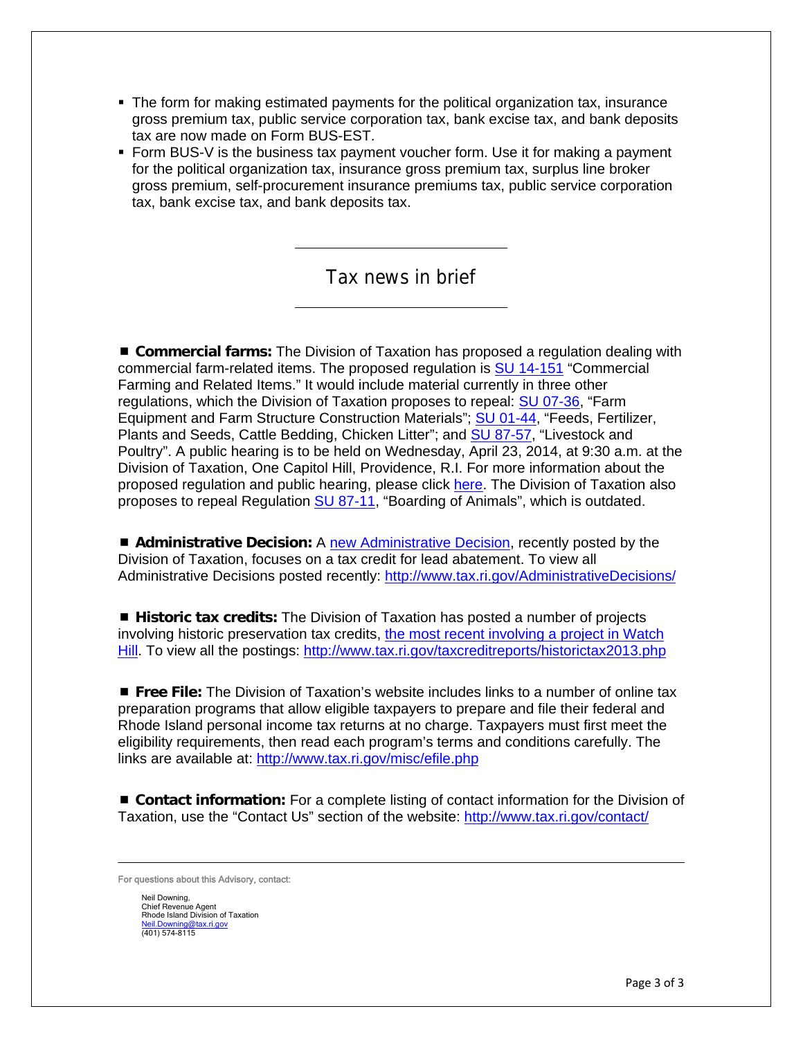- The form for making estimated payments for the political organization tax, insurance gross premium tax, public service corporation tax, bank excise tax, and bank deposits tax are now made on Form BUS-EST.
- Form BUS-V is the business tax payment voucher form. Use it for making a payment for the political organization tax, insurance gross premium tax, surplus line broker gross premium, self-procurement insurance premiums tax, public service corporation tax, bank excise tax, and bank deposits tax.

## Tax news in brief

■ **Commercial farms:** The Division of Taxation has proposed a regulation dealing with commercial farm-related items. The proposed regulation is SU 14-151 "Commercial Farming and Related Items." It would include material currently in three other regulations, which the Division of Taxation proposes to repeal: SU 07-36, "Farm Equipment and Farm Structure Construction Materials"; SU 01-44, "Feeds, Fertilizer, Plants and Seeds, Cattle Bedding, Chicken Litter"; and SU 87-57, "Livestock and Poultry". A public hearing is to be held on Wednesday, April 23, 2014, at 9:30 a.m. at the Division of Taxation, One Capitol Hill, Providence, R.I. For more information about the proposed regulation and public hearing, please click here. The Division of Taxation also proposes to repeal Regulation SU 87-11, "Boarding of Animals", which is outdated.

■ **Administrative Decision:** A new Administrative Decision, recently posted by the Division of Taxation, focuses on a tax credit for lead abatement. To view all Administrative Decisions posted recently: http://www.tax.ri.gov/AdministrativeDecisions/

■ **Historic tax credits:** The Division of Taxation has posted a number of projects involving historic preservation tax credits, the most recent involving a project in Watch Hill. To view all the postings: http://www.tax.ri.gov/taxcreditreports/historictax2013.php

■ **Free File:** The Division of Taxation's website includes links to a number of online tax preparation programs that allow eligible taxpayers to prepare and file their federal and Rhode Island personal income tax returns at no charge. Taxpayers must first meet the eligibility requirements, then read each program's terms and conditions carefully. The links are available at: http://www.tax.ri.gov/misc/efile.php

■ **Contact information:** For a complete listing of contact information for the Division of Taxation, use the "Contact Us" section of the website: http://www.tax.ri.gov/contact/

---

For questions about this Advisory, contact:

Neil Downing,
Chief Revenue Agent
Rhode Island Division of Taxation
Neil.Downing@tax.ri.gov
(401) 574-8115